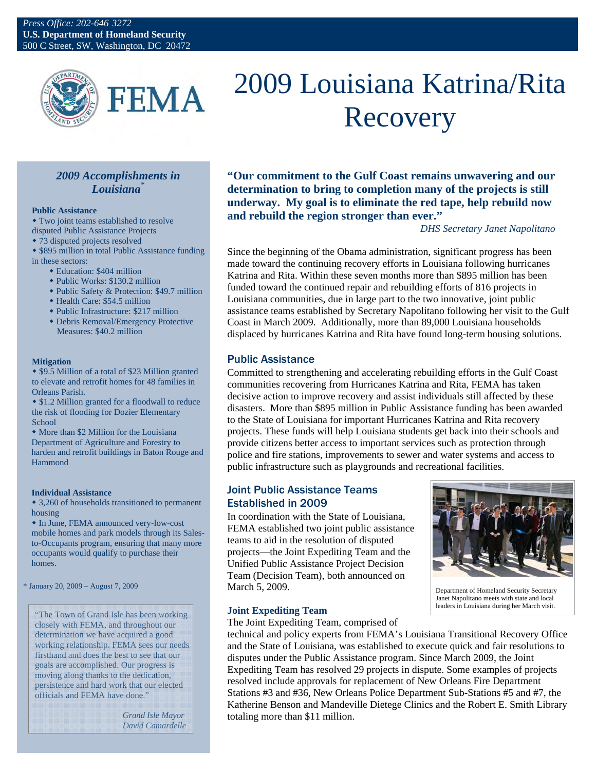*Press Office: 202-646 3272*
**U.S. Department of Homeland Security**
500 C Street, SW, Washington, DC 20472

FEMA

# 2009 Louisiana Katrina/Rita Recovery

### *2009 Accomplishments in Louisiana*[*]

**Public Assistance**

- Two joint teams established to resolve disputed Public Assistance Projects
- 73 disputed projects resolved
- $895 million in total Public Assistance funding in these sectors:
  - Education: $404 million
  - Public Works: $130.2 million
  - Public Safety & Protection: $49.7 million
  - Health Care: $54.5 million
  - Public Infrastructure: $217 million
  - Debris Removal/Emergency Protective Measures: $40.2 million

**Mitigation**

- $9.5 Million of a total of $23 Million granted to elevate and retrofit homes for 48 families in Orleans Parish.
- $1.2 Million granted for a floodwall to reduce the risk of flooding for Dozier Elementary School
- More than $2 Million for the Louisiana Department of Agriculture and Forestry to harden and retrofit buildings in Baton Rouge and Hammond

**Individual Assistance**

- 3,260 of households transitioned to permanent housing
- In June, FEMA announced very-low-cost mobile homes and park models through its Sales-to-Occupants program, ensuring that many more occupants would qualify to purchase their homes.

\* January 20, 2009 – August 7, 2009

> "The Town of Grand Isle has been working closely with FEMA, and throughout our determination we have acquired a good working relationship. FEMA sees our needs firsthand and does the best to see that our goals are accomplished. Our progress is moving along thanks to the dedication, persistence and hard work that our elected officials and FEMA have done."
>
> *Grand Isle Mayor David Camardelle*

**"Our commitment to the Gulf Coast remains unwavering and our determination to bring to completion many of the projects is still underway. My goal is to eliminate the red tape, help rebuild now and rebuild the region stronger than ever."**

*DHS Secretary Janet Napolitano*

Since the beginning of the Obama administration, significant progress has been made toward the continuing recovery efforts in Louisiana following hurricanes Katrina and Rita. Within these seven months more than $895 million has been funded toward the continued repair and rebuilding efforts of 816 projects in Louisiana communities, due in large part to the two innovative, joint public assistance teams established by Secretary Napolitano following her visit to the Gulf Coast in March 2009. Additionally, more than 89,000 Louisiana households displaced by hurricanes Katrina and Rita have found long-term housing solutions.

## Public Assistance

Committed to strengthening and accelerating rebuilding efforts in the Gulf Coast communities recovering from Hurricanes Katrina and Rita, FEMA has taken decisive action to improve recovery and assist individuals still affected by these disasters. More than $895 million in Public Assistance funding has been awarded to the State of Louisiana for important Hurricanes Katrina and Rita recovery projects. These funds will help Louisiana students get back into their schools and provide citizens better access to important services such as protection through police and fire stations, improvements to sewer and water systems and access to public infrastructure such as playgrounds and recreational facilities.

## Joint Public Assistance Teams Established in 2009

In coordination with the State of Louisiana, FEMA established two joint public assistance teams to aid in the resolution of disputed projects—the Joint Expediting Team and the Unified Public Assistance Project Decision Team (Decision Team), both announced on March 5, 2009.

Department of Homeland Security Secretary Janet Napolitano meets with state and local leaders in Louisiana during her March visit.

### Joint Expediting Team

The Joint Expediting Team, comprised of technical and policy experts from FEMA's Louisiana Transitional Recovery Office and the State of Louisiana, was established to execute quick and fair resolutions to disputes under the Public Assistance program. Since March 2009, the Joint Expediting Team has resolved 29 projects in dispute. Some examples of projects resolved include approvals for replacement of New Orleans Fire Department Stations #3 and #36, New Orleans Police Department Sub-Stations #5 and #7, the Katherine Benson and Mandeville Dietege Clinics and the Robert E. Smith Library totaling more than $11 million.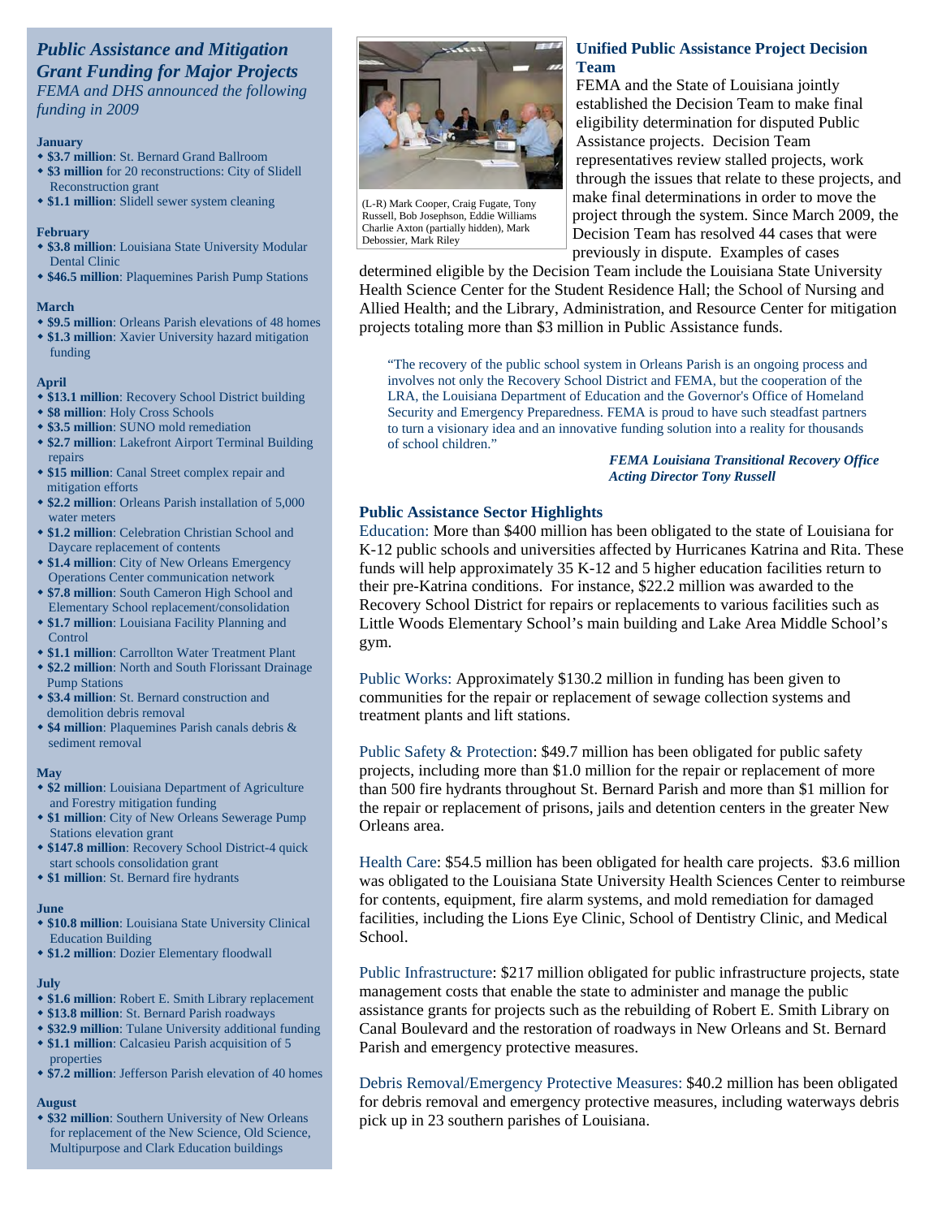## *Public Assistance and Mitigation Grant Funding for Major Projects*

*FEMA and DHS announced the following funding in 2009*

**January**

- **$3.7 million**: St. Bernard Grand Ballroom
- **$3 million** for 20 reconstructions: City of Slidell Reconstruction grant
- **$1.1 million**: Slidell sewer system cleaning

**February**

- **$3.8 million**: Louisiana State University Modular Dental Clinic
- **$46.5 million**: Plaquemines Parish Pump Stations

**March**

- **$9.5 million**: Orleans Parish elevations of 48 homes
- **$1.3 million**: Xavier University hazard mitigation funding

**April**

- **$13.1 million**: Recovery School District building
- **$8 million**: Holy Cross Schools
- **$3.5 million**: SUNO mold remediation
- **$2.7 million**: Lakefront Airport Terminal Building repairs
- **$15 million**: Canal Street complex repair and mitigation efforts
- **$2.2 million**: Orleans Parish installation of 5,000 water meters
- **$1.2 million**: Celebration Christian School and Daycare replacement of contents
- **$1.4 million**: City of New Orleans Emergency Operations Center communication network
- **$7.8 million**: South Cameron High School and Elementary School replacement/consolidation
- **$1.7 million**: Louisiana Facility Planning and Control
- **$1.1 million**: Carrollton Water Treatment Plant
- **$2.2 million**: North and South Florissant Drainage Pump Stations
- **$3.4 million**: St. Bernard construction and demolition debris removal
- **$4 million**: Plaquemines Parish canals debris & sediment removal

**May**

- **$2 million**: Louisiana Department of Agriculture and Forestry mitigation funding
- **$1 million**: City of New Orleans Sewerage Pump Stations elevation grant
- **$147.8 million**: Recovery School District-4 quick start schools consolidation grant
- **$1 million**: St. Bernard fire hydrants

**June**

- **$10.8 million**: Louisiana State University Clinical Education Building
- **$1.2 million**: Dozier Elementary floodwall

**July**

- **$1.6 million**: Robert E. Smith Library replacement
- **$13.8 million**: St. Bernard Parish roadways
- **$32.9 million**: Tulane University additional funding
- **$1.1 million**: Calcasieu Parish acquisition of 5 properties
- **$7.2 million**: Jefferson Parish elevation of 40 homes

**August**

- **$32 million**: Southern University of New Orleans for replacement of the New Science, Old Science, Multipurpose and Clark Education buildings

(L-R) Mark Cooper, Craig Fugate, Tony Russell, Bob Josephson, Eddie Williams Charlie Axton (partially hidden), Mark Debossier, Mark Riley

### Unified Public Assistance Project Decision Team

FEMA and the State of Louisiana jointly established the Decision Team to make final eligibility determination for disputed Public Assistance projects. Decision Team representatives review stalled projects, work through the issues that relate to these projects, and make final determinations in order to move the project through the system. Since March 2009, the Decision Team has resolved 44 cases that were previously in dispute. Examples of cases determined eligible by the Decision Team include the Louisiana State University Health Science Center for the Student Residence Hall; the School of Nursing and Allied Health; and the Library, Administration, and Resource Center for mitigation projects totaling more than $3 million in Public Assistance funds.

> "The recovery of the public school system in Orleans Parish is an ongoing process and involves not only the Recovery School District and FEMA, but the cooperation of the LRA, the Louisiana Department of Education and the Governor's Office of Homeland Security and Emergency Preparedness. FEMA is proud to have such steadfast partners to turn a visionary idea and an innovative funding solution into a reality for thousands of school children."
>
> ***FEMA Louisiana Transitional Recovery Office Acting Director Tony Russell***

### Public Assistance Sector Highlights

Education: More than $400 million has been obligated to the state of Louisiana for K-12 public schools and universities affected by Hurricanes Katrina and Rita. These funds will help approximately 35 K-12 and 5 higher education facilities return to their pre-Katrina conditions. For instance, $22.2 million was awarded to the Recovery School District for repairs or replacements to various facilities such as Little Woods Elementary School's main building and Lake Area Middle School's gym.

Public Works: Approximately $130.2 million in funding has been given to communities for the repair or replacement of sewage collection systems and treatment plants and lift stations.

Public Safety & Protection: $49.7 million has been obligated for public safety projects, including more than $1.0 million for the repair or replacement of more than 500 fire hydrants throughout St. Bernard Parish and more than $1 million for the repair or replacement of prisons, jails and detention centers in the greater New Orleans area.

Health Care: $54.5 million has been obligated for health care projects. $3.6 million was obligated to the Louisiana State University Health Sciences Center to reimburse for contents, equipment, fire alarm systems, and mold remediation for damaged facilities, including the Lions Eye Clinic, School of Dentistry Clinic, and Medical School.

Public Infrastructure: $217 million obligated for public infrastructure projects, state management costs that enable the state to administer and manage the public assistance grants for projects such as the rebuilding of Robert E. Smith Library on Canal Boulevard and the restoration of roadways in New Orleans and St. Bernard Parish and emergency protective measures.

Debris Removal/Emergency Protective Measures: $40.2 million has been obligated for debris removal and emergency protective measures, including waterways debris pick up in 23 southern parishes of Louisiana.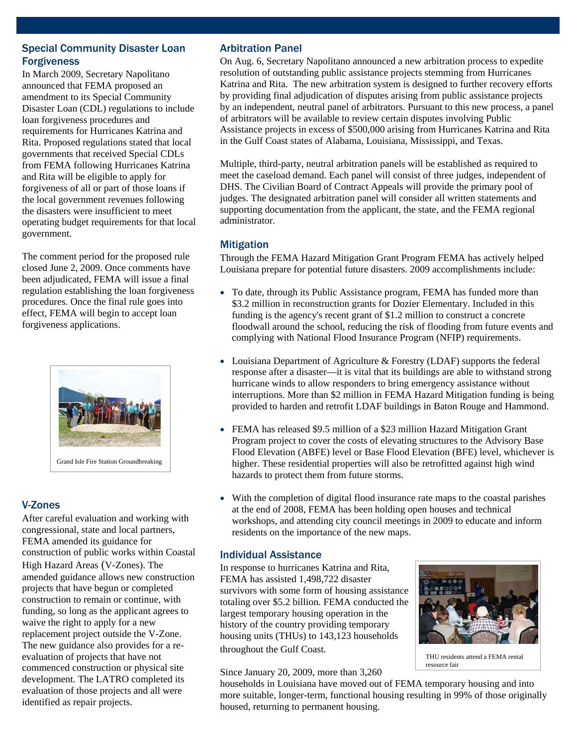## Special Community Disaster Loan Forgiveness

In March 2009, Secretary Napolitano announced that FEMA proposed an amendment to its Special Community Disaster Loan (CDL) regulations to include loan forgiveness procedures and requirements for Hurricanes Katrina and Rita. Proposed regulations stated that local governments that received Special CDLs from FEMA following Hurricanes Katrina and Rita will be eligible to apply for forgiveness of all or part of those loans if the local government revenues following the disasters were insufficient to meet operating budget requirements for that local government.

The comment period for the proposed rule closed June 2, 2009. Once comments have been adjudicated, FEMA will issue a final regulation establishing the loan forgiveness procedures. Once the final rule goes into effect, FEMA will begin to accept loan forgiveness applications.

Grand Isle Fire Station Groundbreaking

## V-Zones

After careful evaluation and working with congressional, state and local partners, FEMA amended its guidance for construction of public works within Coastal High Hazard Areas (V-Zones). The amended guidance allows new construction projects that have begun or completed construction to remain or continue, with funding, so long as the applicant agrees to waive the right to apply for a new replacement project outside the V-Zone. The new guidance also provides for a re-evaluation of projects that have not commenced construction or physical site development. The LATRO completed its evaluation of those projects and all were identified as repair projects.

## Arbitration Panel

On Aug. 6, Secretary Napolitano announced a new arbitration process to expedite resolution of outstanding public assistance projects stemming from Hurricanes Katrina and Rita. The new arbitration system is designed to further recovery efforts by providing final adjudication of disputes arising from public assistance projects by an independent, neutral panel of arbitrators. Pursuant to this new process, a panel of arbitrators will be available to review certain disputes involving Public Assistance projects in excess of $500,000 arising from Hurricanes Katrina and Rita in the Gulf Coast states of Alabama, Louisiana, Mississippi, and Texas.

Multiple, third-party, neutral arbitration panels will be established as required to meet the caseload demand. Each panel will consist of three judges, independent of DHS. The Civilian Board of Contract Appeals will provide the primary pool of judges. The designated arbitration panel will consider all written statements and supporting documentation from the applicant, the state, and the FEMA regional administrator.

## Mitigation

Through the FEMA Hazard Mitigation Grant Program FEMA has actively helped Louisiana prepare for potential future disasters. 2009 accomplishments include:

- To date, through its Public Assistance program, FEMA has funded more than $3.2 million in reconstruction grants for Dozier Elementary. Included in this funding is the agency's recent grant of $1.2 million to construct a concrete floodwall around the school, reducing the risk of flooding from future events and complying with National Flood Insurance Program (NFIP) requirements.
- Louisiana Department of Agriculture & Forestry (LDAF) supports the federal response after a disaster—it is vital that its buildings are able to withstand strong hurricane winds to allow responders to bring emergency assistance without interruptions. More than $2 million in FEMA Hazard Mitigation funding is being provided to harden and retrofit LDAF buildings in Baton Rouge and Hammond.
- FEMA has released $9.5 million of a $23 million Hazard Mitigation Grant Program project to cover the costs of elevating structures to the Advisory Base Flood Elevation (ABFE) level or Base Flood Elevation (BFE) level, whichever is higher. These residential properties will also be retrofitted against high wind hazards to protect them from future storms.
- With the completion of digital flood insurance rate maps to the coastal parishes at the end of 2008, FEMA has been holding open houses and technical workshops, and attending city council meetings in 2009 to educate and inform residents on the importance of the new maps.

## Individual Assistance

In response to hurricanes Katrina and Rita, FEMA has assisted 1,498,722 disaster survivors with some form of housing assistance totaling over $5.2 billion. FEMA conducted the largest temporary housing operation in the history of the country providing temporary housing units (THUs) to 143,123 households throughout the Gulf Coast.

THU residents attend a FEMA rental resource fair

Since January 20, 2009, more than 3,260 households in Louisiana have moved out of FEMA temporary housing and into more suitable, longer-term, functional housing resulting in 99% of those originally housed, returning to permanent housing.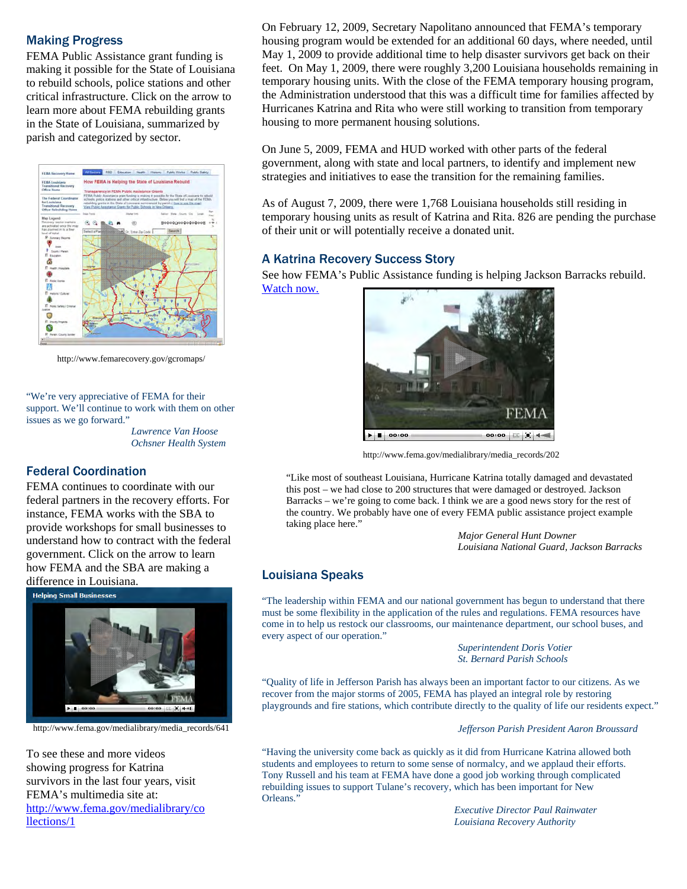## Making Progress

FEMA Public Assistance grant funding is making it possible for the State of Louisiana to rebuild schools, police stations and other critical infrastructure. Click on the arrow to learn more about FEMA rebuilding grants in the State of Louisiana, summarized by parish and categorized by sector.

http://www.femarecovery.gov/gcromaps/

"We're very appreciative of FEMA for their support. We'll continue to work with them on other issues as we go forward."

*Lawrence Van Hoose*
*Ochsner Health System*

## Federal Coordination

FEMA continues to coordinate with our federal partners in the recovery efforts. For instance, FEMA works with the SBA to provide workshops for small businesses to understand how to contract with the federal government. Click on the arrow to learn how FEMA and the SBA are making a difference in Louisiana.

http://www.fema.gov/medialibrary/media_records/641

To see these and more videos showing progress for Katrina survivors in the last four years, visit FEMA's multimedia site at: http://www.fema.gov/medialibrary/collections/1

On February 12, 2009, Secretary Napolitano announced that FEMA's temporary housing program would be extended for an additional 60 days, where needed, until May 1, 2009 to provide additional time to help disaster survivors get back on their feet. On May 1, 2009, there were roughly 3,200 Louisiana households remaining in temporary housing units. With the close of the FEMA temporary housing program, the Administration understood that this was a difficult time for families affected by Hurricanes Katrina and Rita who were still working to transition from temporary housing to more permanent housing solutions.

On June 5, 2009, FEMA and HUD worked with other parts of the federal government, along with state and local partners, to identify and implement new strategies and initiatives to ease the transition for the remaining families.

As of August 7, 2009, there were 1,768 Louisiana households still residing in temporary housing units as result of Katrina and Rita. 826 are pending the purchase of their unit or will potentially receive a donated unit.

## A Katrina Recovery Success Story

See how FEMA's Public Assistance funding is helping Jackson Barracks rebuild. Watch now.

http://www.fema.gov/medialibrary/media_records/202

"Like most of southeast Louisiana, Hurricane Katrina totally damaged and devastated this post – we had close to 200 structures that were damaged or destroyed. Jackson Barracks – we're going to come back. I think we are a good news story for the rest of the country. We probably have one of every FEMA public assistance project example taking place here."

*Major General Hunt Downer*
*Louisiana National Guard, Jackson Barracks*

## Louisiana Speaks

"The leadership within FEMA and our national government has begun to understand that there must be some flexibility in the application of the rules and regulations. FEMA resources have come in to help us restock our classrooms, our maintenance department, our school buses, and every aspect of our operation."

*Superintendent Doris Voitier*
*St. Bernard Parish Schools*

"Quality of life in Jefferson Parish has always been an important factor to our citizens. As we recover from the major storms of 2005, FEMA has played an integral role by restoring playgrounds and fire stations, which contribute directly to the quality of life our residents expect."

*Jefferson Parish President Aaron Broussard*

"Having the university come back as quickly as it did from Hurricane Katrina allowed both students and employees to return to some sense of normalcy, and we applaud their efforts. Tony Russell and his team at FEMA have done a good job working through complicated rebuilding issues to support Tulane's recovery, which has been important for New Orleans."

*Executive Director Paul Rainwater*
*Louisiana Recovery Authority*